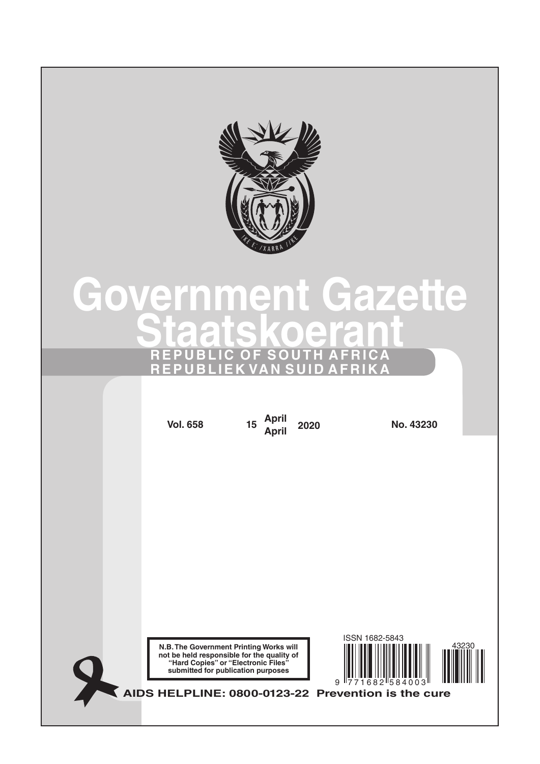# Government Gazette

# Staatskoerant

**REPUBLIC OF SOUTH AFRICA**

**REPUBLIEK VAN SUID AFRIKA**

**Vol. 658** **15** **April April** **2020** **No. 43230**

**N.B. The Government Printing Works will not be held responsible for the quality of "Hard Copies" or "Electronic Files" submitted for publication purposes**

ISSN 1682-5843

**AIDS HELPLINE: 0800-0123-22 Prevention is the cure**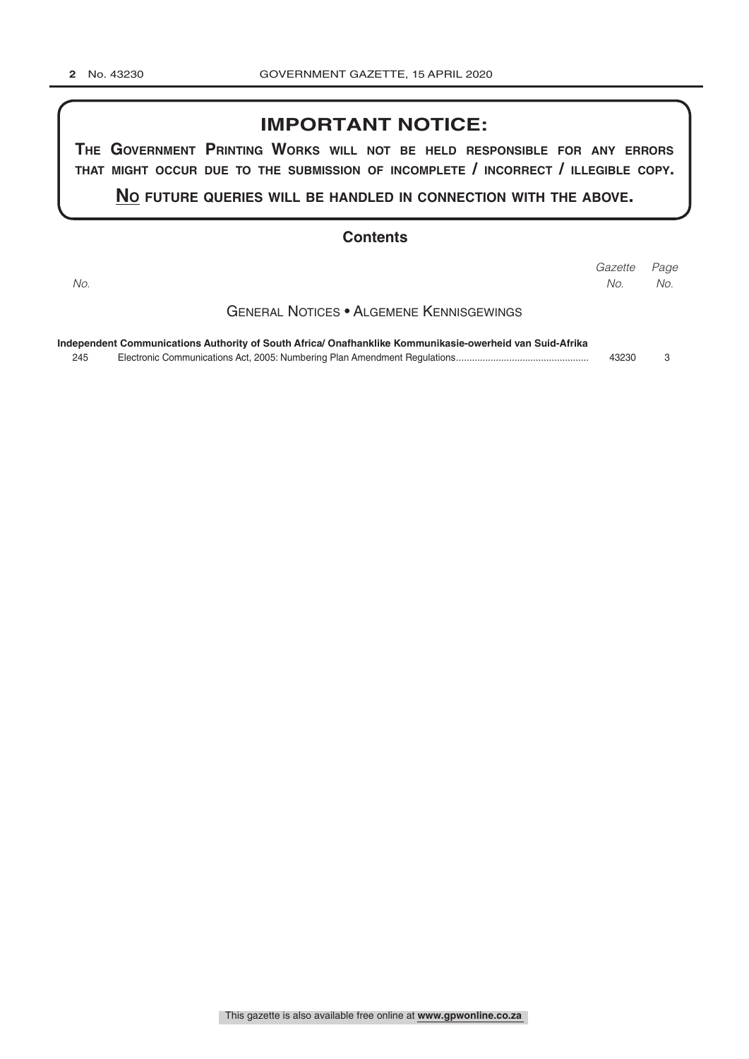## IMPORTANT NOTICE:

**The Government Printing Works will not be held responsible for any errors that might occur due to the submission of incomplete / incorrect / illegible copy.**

**No future queries will be handled in connection with the above.**

## Contents

| *No.* | | *Gazette No.* | *Page No.* |
|---|---|---|---|
| | **General Notices • Algemene Kennisgewings** | | |
| | **Independent Communications Authority of South Africa/ Onafhanklike Kommunikasie-owerheid van Suid-Afrika** | | |
| 245 | Electronic Communications Act, 2005: Numbering Plan Amendment Regulations | 43230 | 3 |

This gazette is also available free online at **www.gpwonline.co.za**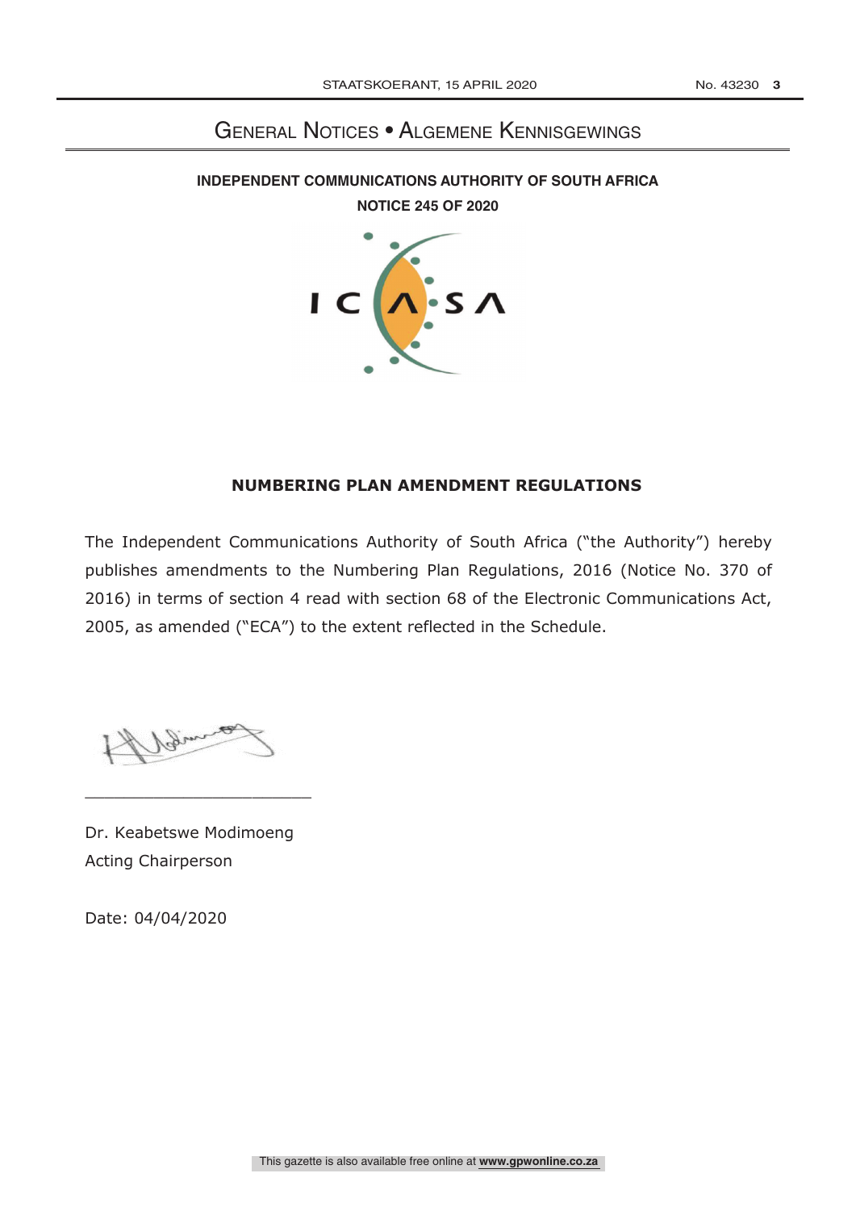# General Notices • Algemene Kennisgewings

**INDEPENDENT COMMUNICATIONS AUTHORITY OF SOUTH AFRICA**

**NOTICE 245 OF 2020**

## NUMBERING PLAN AMENDMENT REGULATIONS

The Independent Communications Authority of South Africa ("the Authority") hereby publishes amendments to the Numbering Plan Regulations, 2016 (Notice No. 370 of 2016) in terms of section 4 read with section 68 of the Electronic Communications Act, 2005, as amended ("ECA") to the extent reflected in the Schedule.

\_\_\_\_\_\_\_\_\_\_\_\_\_\_\_\_\_\_\_\_\_\_\_\_

Dr. Keabetswe Modimoeng

Acting Chairperson

Date: 04/04/2020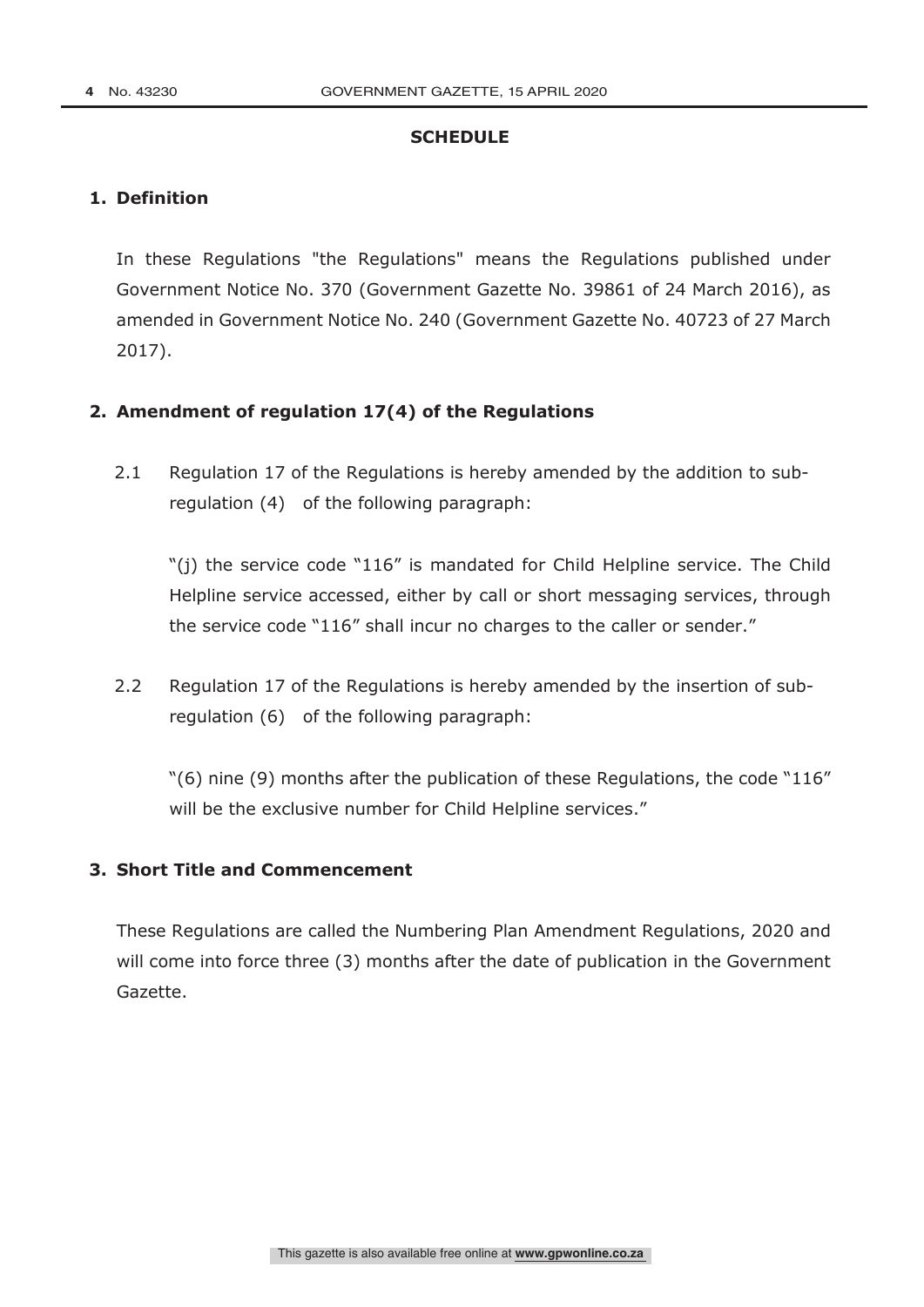## SCHEDULE

### 1. Definition

In these Regulations "the Regulations" means the Regulations published under Government Notice No. 370 (Government Gazette No. 39861 of 24 March 2016), as amended in Government Notice No. 240 (Government Gazette No. 40723 of 27 March 2017).

### 2. Amendment of regulation 17(4) of the Regulations

2.1 Regulation 17 of the Regulations is hereby amended by the addition to sub-regulation (4) of the following paragraph:

"(j) the service code "116" is mandated for Child Helpline service. The Child Helpline service accessed, either by call or short messaging services, through the service code "116" shall incur no charges to the caller or sender."

2.2 Regulation 17 of the Regulations is hereby amended by the insertion of sub-regulation (6) of the following paragraph:

"(6) nine (9) months after the publication of these Regulations, the code "116" will be the exclusive number for Child Helpline services."

### 3. Short Title and Commencement

These Regulations are called the Numbering Plan Amendment Regulations, 2020 and will come into force three (3) months after the date of publication in the Government Gazette.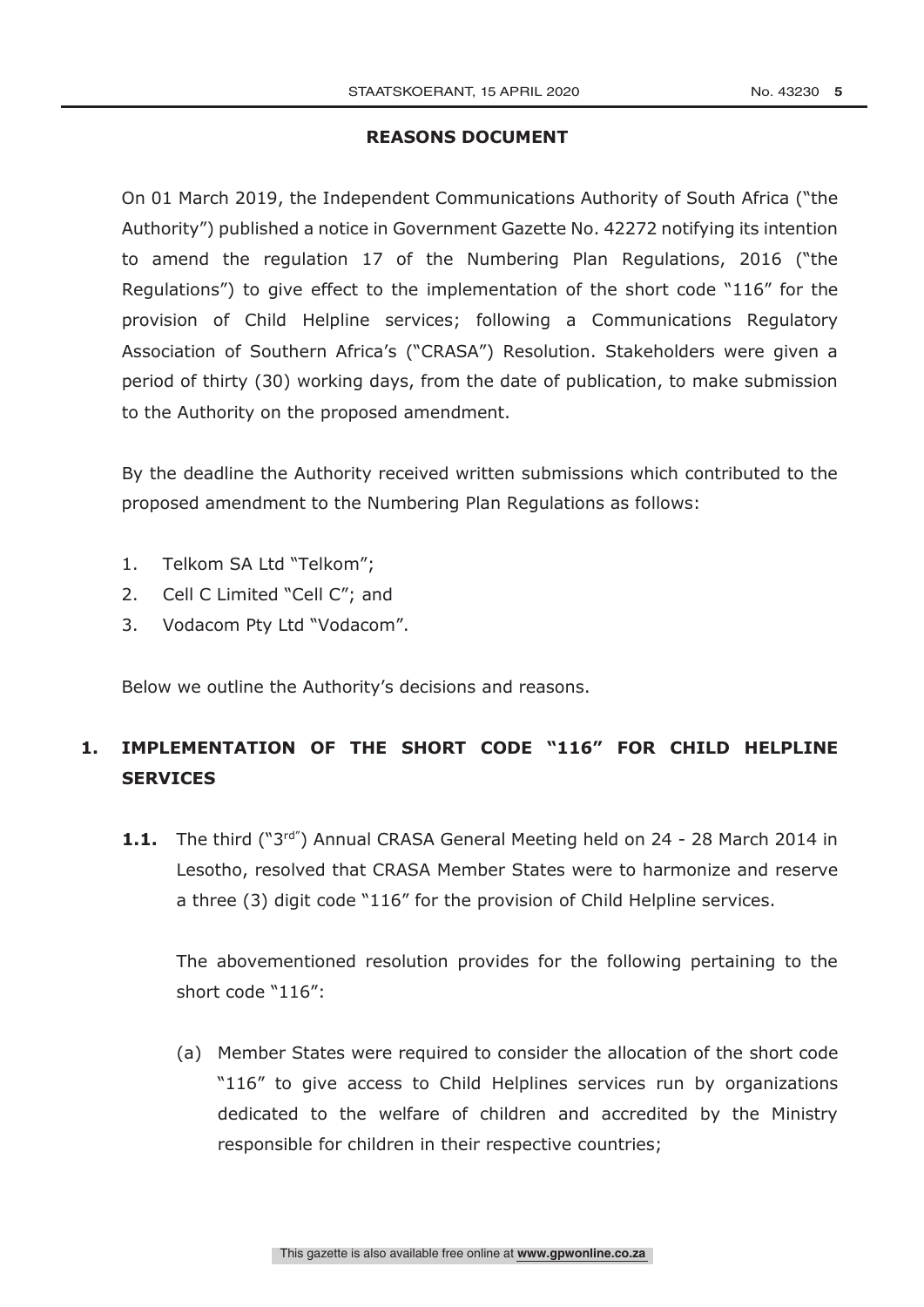## REASONS DOCUMENT

On 01 March 2019, the Independent Communications Authority of South Africa ("the Authority") published a notice in Government Gazette No. 42272 notifying its intention to amend the regulation 17 of the Numbering Plan Regulations, 2016 ("the Regulations") to give effect to the implementation of the short code "116" for the provision of Child Helpline services; following a Communications Regulatory Association of Southern Africa's ("CRASA") Resolution. Stakeholders were given a period of thirty (30) working days, from the date of publication, to make submission to the Authority on the proposed amendment.

By the deadline the Authority received written submissions which contributed to the proposed amendment to the Numbering Plan Regulations as follows:

1. Telkom SA Ltd "Telkom";
2. Cell C Limited "Cell C"; and
3. Vodacom Pty Ltd "Vodacom".

Below we outline the Authority's decisions and reasons.

## 1. IMPLEMENTATION OF THE SHORT CODE "116" FOR CHILD HELPLINE SERVICES

**1.1.** The third ("3rd") Annual CRASA General Meeting held on 24 - 28 March 2014 in Lesotho, resolved that CRASA Member States were to harmonize and reserve a three (3) digit code "116" for the provision of Child Helpline services.

The abovementioned resolution provides for the following pertaining to the short code "116":

(a) Member States were required to consider the allocation of the short code "116" to give access to Child Helplines services run by organizations dedicated to the welfare of children and accredited by the Ministry responsible for children in their respective countries;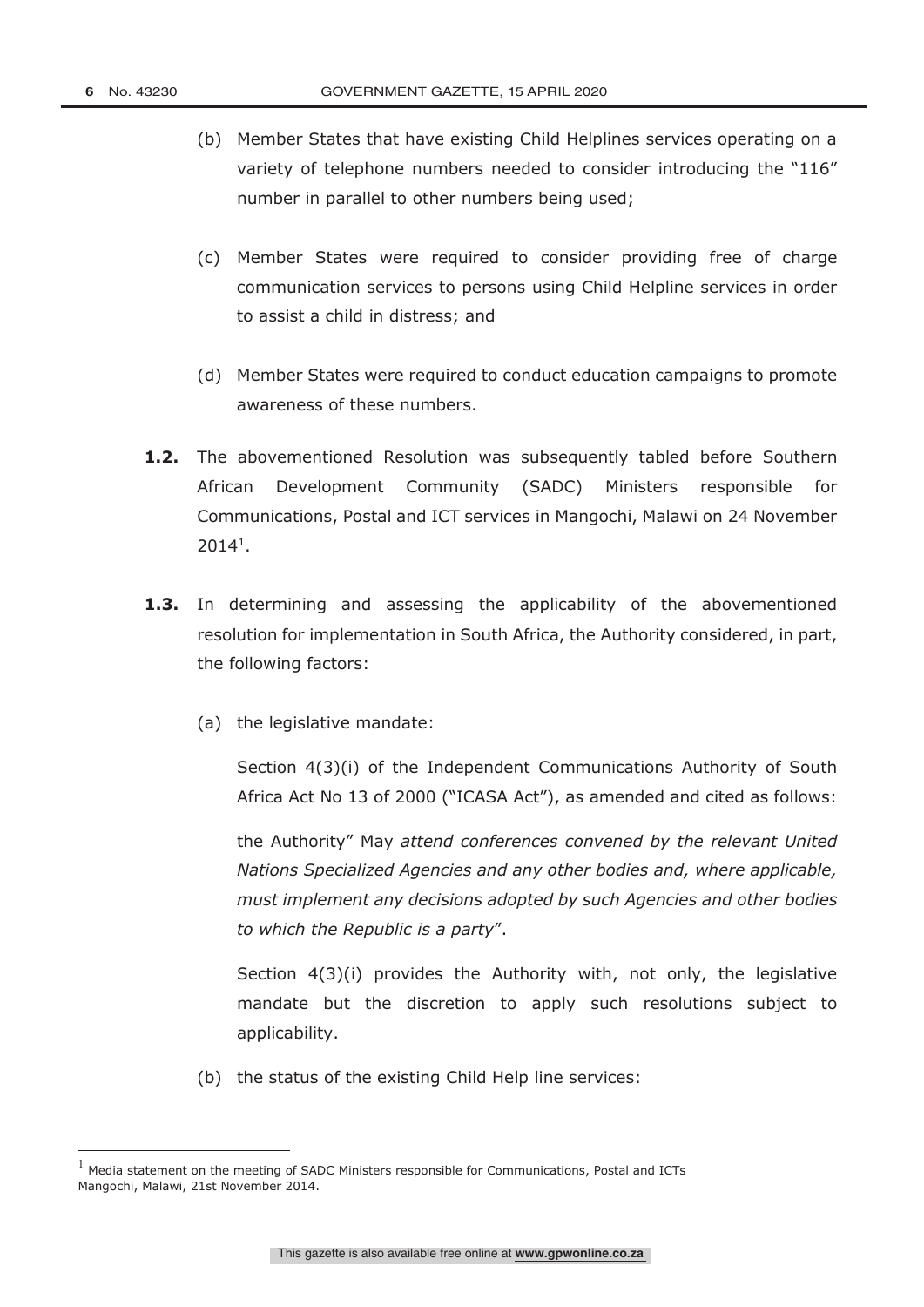(b) Member States that have existing Child Helplines services operating on a variety of telephone numbers needed to consider introducing the "116" number in parallel to other numbers being used;

(c) Member States were required to consider providing free of charge communication services to persons using Child Helpline services in order to assist a child in distress; and

(d) Member States were required to conduct education campaigns to promote awareness of these numbers.

**1.2.** The abovementioned Resolution was subsequently tabled before Southern African Development Community (SADC) Ministers responsible for Communications, Postal and ICT services in Mangochi, Malawi on 24 November 2014[1].

**1.3.** In determining and assessing the applicability of the abovementioned resolution for implementation in South Africa, the Authority considered, in part, the following factors:

(a) the legislative mandate:

Section 4(3)(i) of the Independent Communications Authority of South Africa Act No 13 of 2000 ("ICASA Act"), as amended and cited as follows:

the Authority" May *attend conferences convened by the relevant United Nations Specialized Agencies and any other bodies and, where applicable, must implement any decisions adopted by such Agencies and other bodies to which the Republic is a party*".

Section 4(3)(i) provides the Authority with, not only, the legislative mandate but the discretion to apply such resolutions subject to applicability.

(b) the status of the existing Child Help line services:

---

[1] Media statement on the meeting of SADC Ministers responsible for Communications, Postal and ICTs Mangochi, Malawi, 21st November 2014.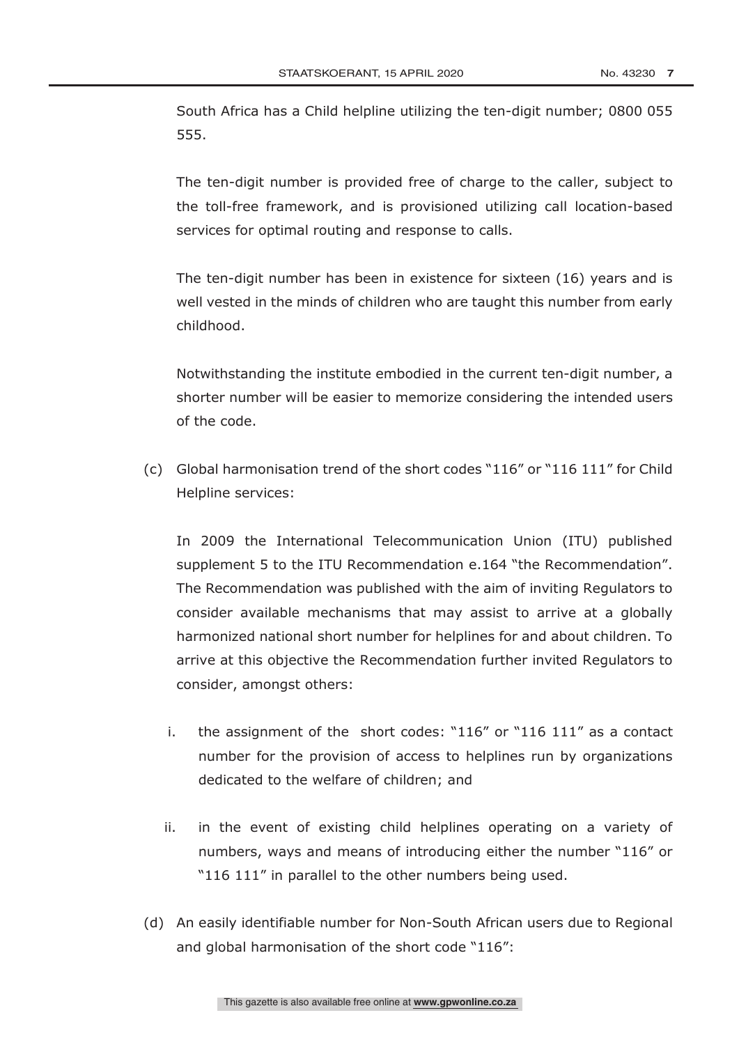South Africa has a Child helpline utilizing the ten-digit number; 0800 055 555.

The ten-digit number is provided free of charge to the caller, subject to the toll-free framework, and is provisioned utilizing call location-based services for optimal routing and response to calls.

The ten-digit number has been in existence for sixteen (16) years and is well vested in the minds of children who are taught this number from early childhood.

Notwithstanding the institute embodied in the current ten-digit number, a shorter number will be easier to memorize considering the intended users of the code.

(c) Global harmonisation trend of the short codes "116" or "116 111" for Child Helpline services:

In 2009 the International Telecommunication Union (ITU) published supplement 5 to the ITU Recommendation e.164 "the Recommendation". The Recommendation was published with the aim of inviting Regulators to consider available mechanisms that may assist to arrive at a globally harmonized national short number for helplines for and about children. To arrive at this objective the Recommendation further invited Regulators to consider, amongst others:

i. the assignment of the short codes: "116" or "116 111" as a contact number for the provision of access to helplines run by organizations dedicated to the welfare of children; and

ii. in the event of existing child helplines operating on a variety of numbers, ways and means of introducing either the number "116" or "116 111" in parallel to the other numbers being used.

(d) An easily identifiable number for Non-South African users due to Regional and global harmonisation of the short code "116":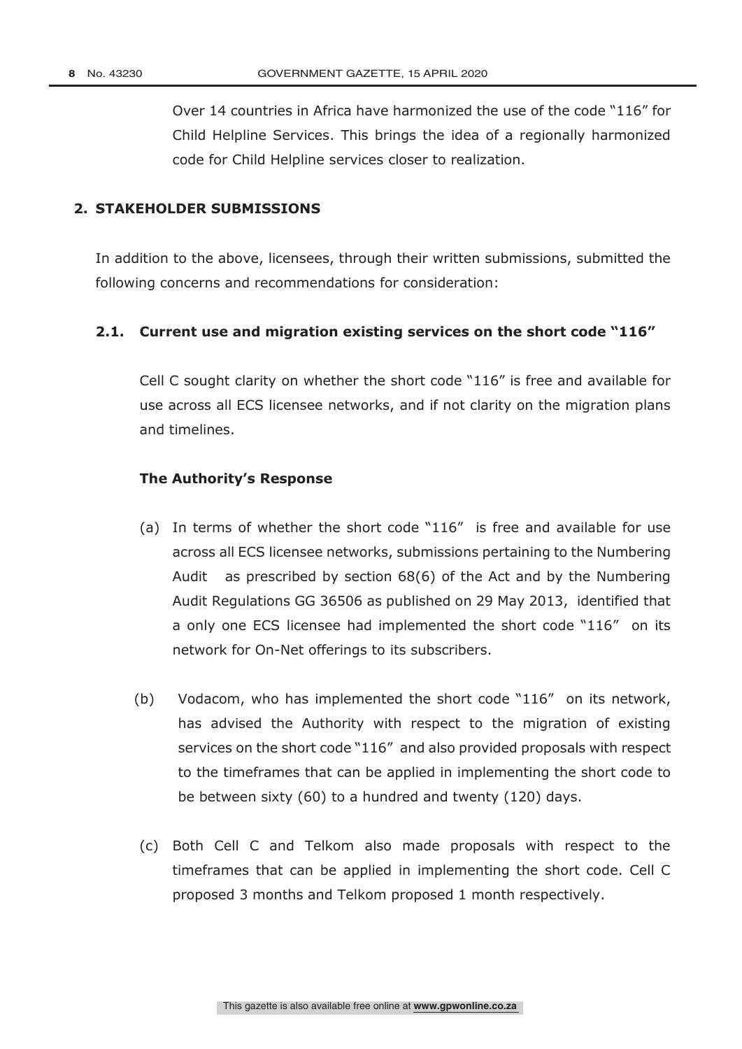Over 14 countries in Africa have harmonized the use of the code "116" for Child Helpline Services. This brings the idea of a regionally harmonized code for Child Helpline services closer to realization.

## 2. STAKEHOLDER SUBMISSIONS

In addition to the above, licensees, through their written submissions, submitted the following concerns and recommendations for consideration:

### 2.1. Current use and migration existing services on the short code "116"

Cell C sought clarity on whether the short code "116" is free and available for use across all ECS licensee networks, and if not clarity on the migration plans and timelines.

**The Authority's Response**

(a) In terms of whether the short code "116" is free and available for use across all ECS licensee networks, submissions pertaining to the Numbering Audit as prescribed by section 68(6) of the Act and by the Numbering Audit Regulations GG 36506 as published on 29 May 2013, identified that a only one ECS licensee had implemented the short code "116" on its network for On-Net offerings to its subscribers.

(b) Vodacom, who has implemented the short code "116" on its network, has advised the Authority with respect to the migration of existing services on the short code "116" and also provided proposals with respect to the timeframes that can be applied in implementing the short code to be between sixty (60) to a hundred and twenty (120) days.

(c) Both Cell C and Telkom also made proposals with respect to the timeframes that can be applied in implementing the short code. Cell C proposed 3 months and Telkom proposed 1 month respectively.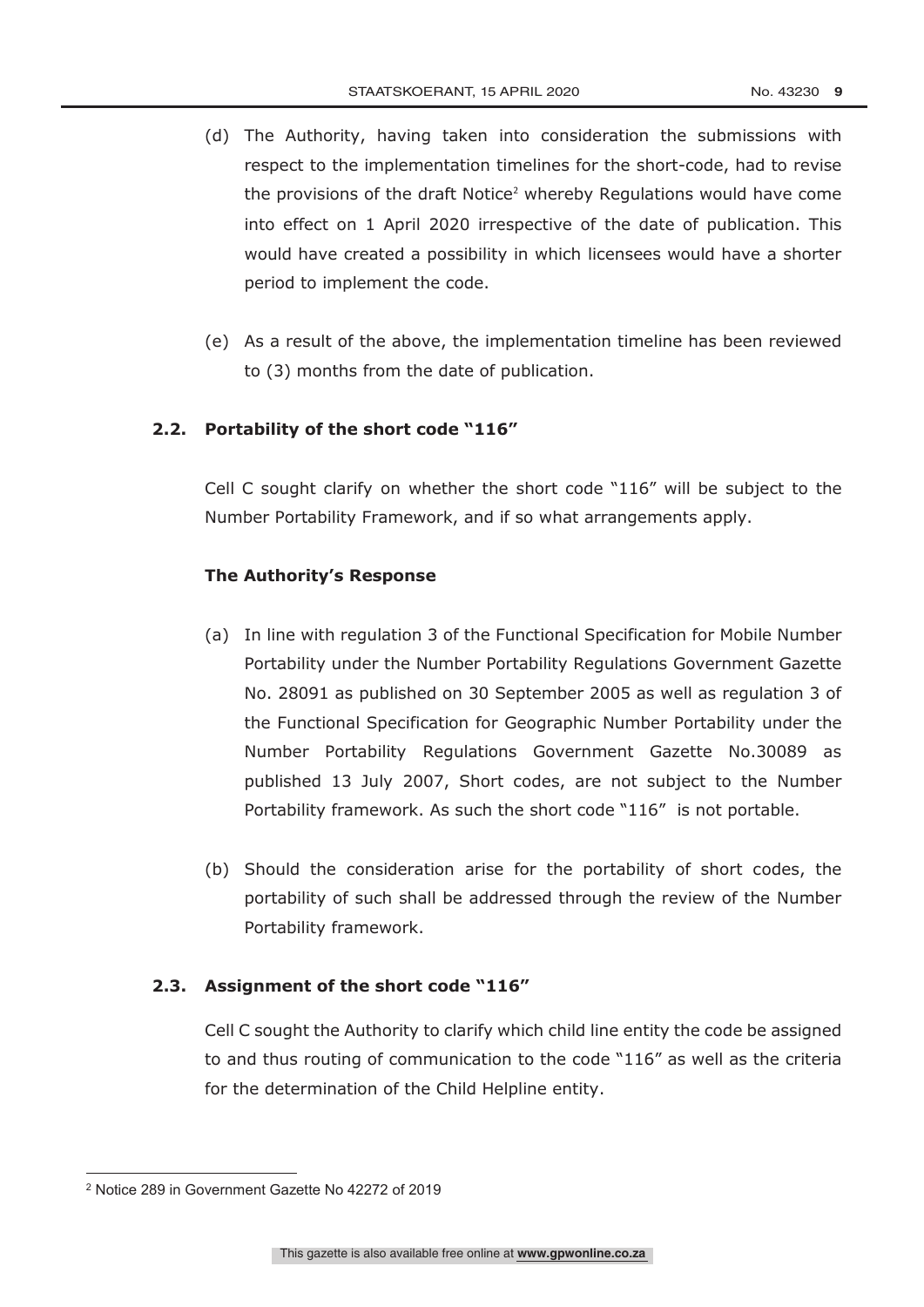(d) The Authority, having taken into consideration the submissions with respect to the implementation timelines for the short-code, had to revise the provisions of the draft Notice[2] whereby Regulations would have come into effect on 1 April 2020 irrespective of the date of publication. This would have created a possibility in which licensees would have a shorter period to implement the code.

(e) As a result of the above, the implementation timeline has been reviewed to (3) months from the date of publication.

### 2.2. Portability of the short code "116"

Cell C sought clarify on whether the short code "116" will be subject to the Number Portability Framework, and if so what arrangements apply.

**The Authority's Response**

(a) In line with regulation 3 of the Functional Specification for Mobile Number Portability under the Number Portability Regulations Government Gazette No. 28091 as published on 30 September 2005 as well as regulation 3 of the Functional Specification for Geographic Number Portability under the Number Portability Regulations Government Gazette No.30089 as published 13 July 2007, Short codes, are not subject to the Number Portability framework. As such the short code "116" is not portable.

(b) Should the consideration arise for the portability of short codes, the portability of such shall be addressed through the review of the Number Portability framework.

### 2.3. Assignment of the short code "116"

Cell C sought the Authority to clarify which child line entity the code be assigned to and thus routing of communication to the code "116" as well as the criteria for the determination of the Child Helpline entity.

---

[2] Notice 289 in Government Gazette No 42272 of 2019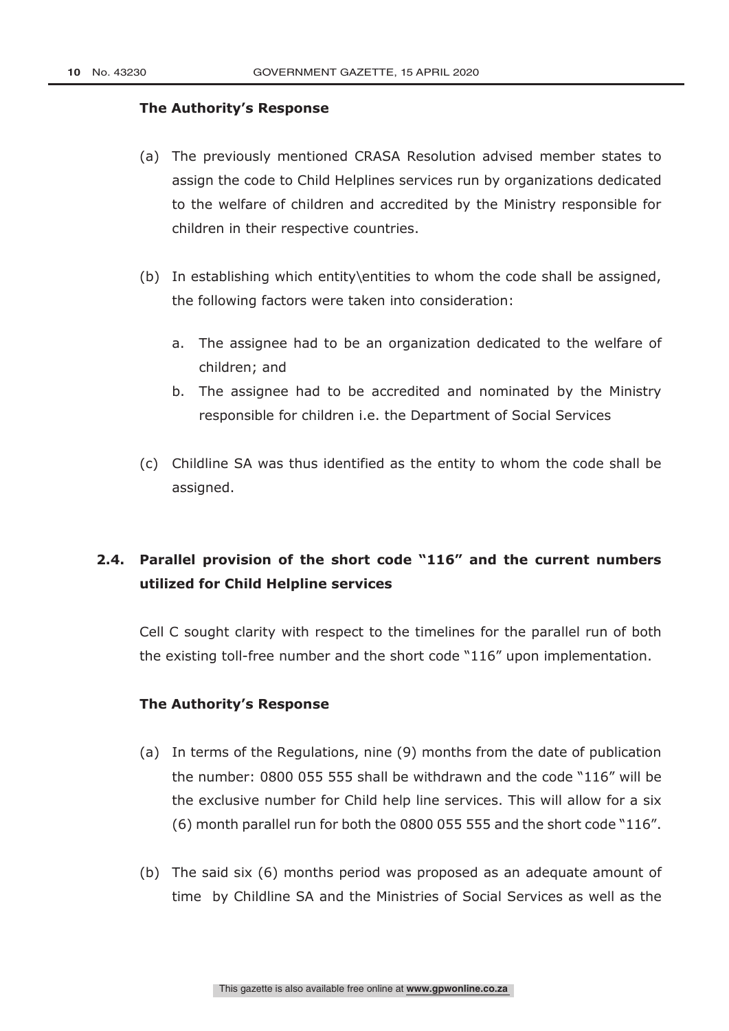**The Authority's Response**

(a) The previously mentioned CRASA Resolution advised member states to assign the code to Child Helplines services run by organizations dedicated to the welfare of children and accredited by the Ministry responsible for children in their respective countries.

(b) In establishing which entity\entities to whom the code shall be assigned, the following factors were taken into consideration:

  a. The assignee had to be an organization dedicated to the welfare of children; and

  b. The assignee had to be accredited and nominated by the Ministry responsible for children i.e. the Department of Social Services

(c) Childline SA was thus identified as the entity to whom the code shall be assigned.

## 2.4. Parallel provision of the short code "116" and the current numbers utilized for Child Helpline services

Cell C sought clarity with respect to the timelines for the parallel run of both the existing toll-free number and the short code "116" upon implementation.

**The Authority's Response**

(a) In terms of the Regulations, nine (9) months from the date of publication the number: 0800 055 555 shall be withdrawn and the code "116" will be the exclusive number for Child help line services. This will allow for a six (6) month parallel run for both the 0800 055 555 and the short code "116".

(b) The said six (6) months period was proposed as an adequate amount of time by Childline SA and the Ministries of Social Services as well as the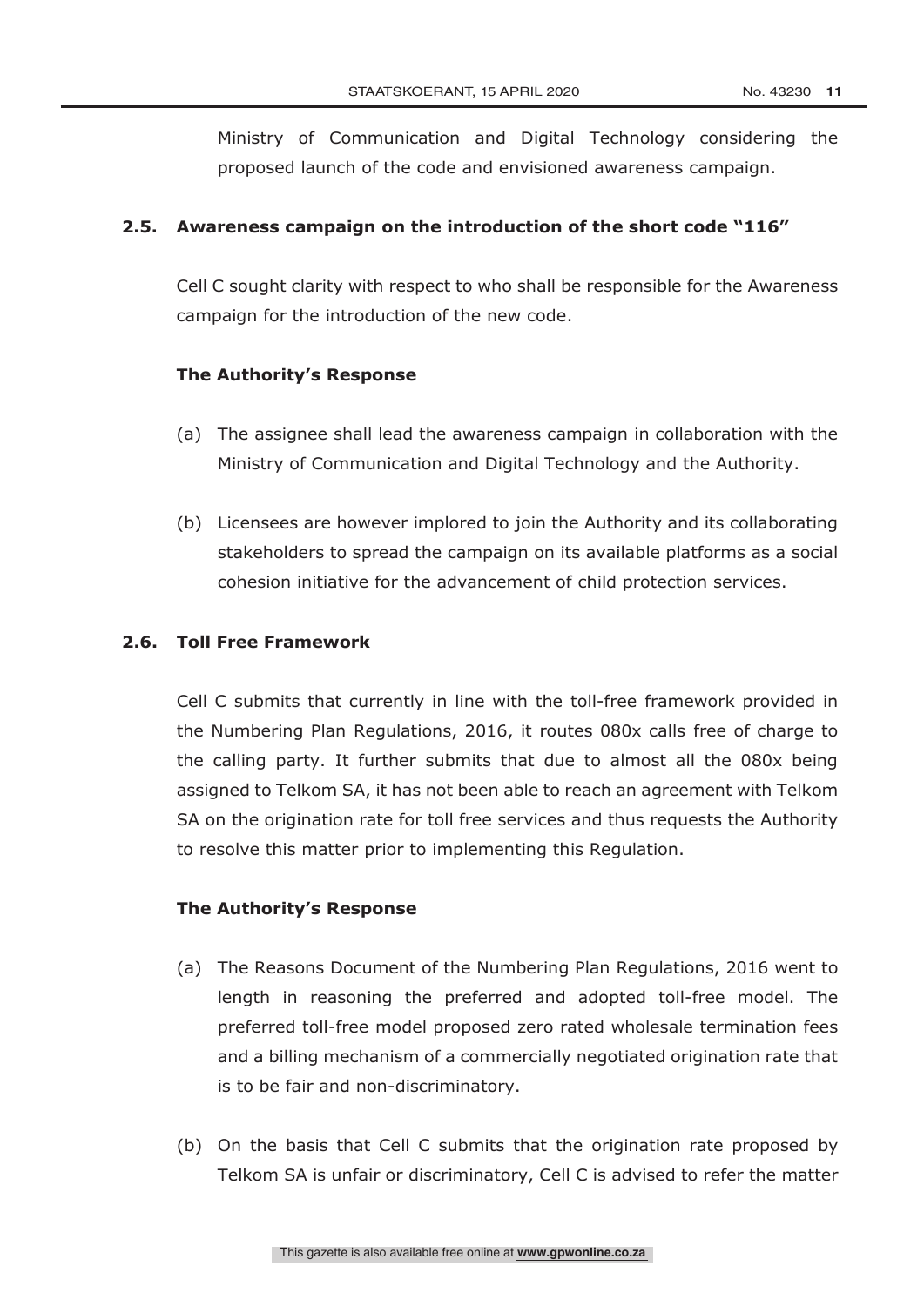Ministry of Communication and Digital Technology considering the proposed launch of the code and envisioned awareness campaign.

### 2.5. Awareness campaign on the introduction of the short code "116"

Cell C sought clarity with respect to who shall be responsible for the Awareness campaign for the introduction of the new code.

**The Authority's Response**

(a) The assignee shall lead the awareness campaign in collaboration with the Ministry of Communication and Digital Technology and the Authority.

(b) Licensees are however implored to join the Authority and its collaborating stakeholders to spread the campaign on its available platforms as a social cohesion initiative for the advancement of child protection services.

### 2.6. Toll Free Framework

Cell C submits that currently in line with the toll-free framework provided in the Numbering Plan Regulations, 2016, it routes 080x calls free of charge to the calling party. It further submits that due to almost all the 080x being assigned to Telkom SA, it has not been able to reach an agreement with Telkom SA on the origination rate for toll free services and thus requests the Authority to resolve this matter prior to implementing this Regulation.

**The Authority's Response**

(a) The Reasons Document of the Numbering Plan Regulations, 2016 went to length in reasoning the preferred and adopted toll-free model. The preferred toll-free model proposed zero rated wholesale termination fees and a billing mechanism of a commercially negotiated origination rate that is to be fair and non-discriminatory.

(b) On the basis that Cell C submits that the origination rate proposed by Telkom SA is unfair or discriminatory, Cell C is advised to refer the matter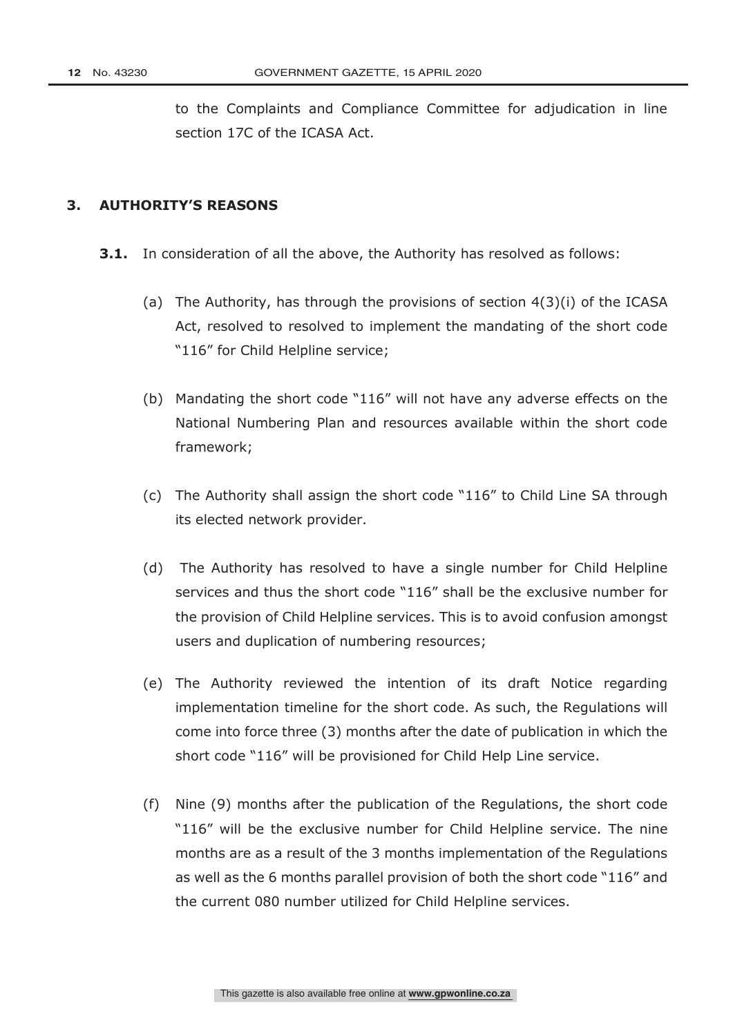to the Complaints and Compliance Committee for adjudication in line section 17C of the ICASA Act.

## 3. AUTHORITY'S REASONS

**3.1.** In consideration of all the above, the Authority has resolved as follows:

(a) The Authority, has through the provisions of section 4(3)(i) of the ICASA Act, resolved to resolved to implement the mandating of the short code "116" for Child Helpline service;

(b) Mandating the short code "116" will not have any adverse effects on the National Numbering Plan and resources available within the short code framework;

(c) The Authority shall assign the short code "116" to Child Line SA through its elected network provider.

(d) The Authority has resolved to have a single number for Child Helpline services and thus the short code "116" shall be the exclusive number for the provision of Child Helpline services. This is to avoid confusion amongst users and duplication of numbering resources;

(e) The Authority reviewed the intention of its draft Notice regarding implementation timeline for the short code. As such, the Regulations will come into force three (3) months after the date of publication in which the short code "116" will be provisioned for Child Help Line service.

(f) Nine (9) months after the publication of the Regulations, the short code "116" will be the exclusive number for Child Helpline service. The nine months are as a result of the 3 months implementation of the Regulations as well as the 6 months parallel provision of both the short code "116" and the current 080 number utilized for Child Helpline services.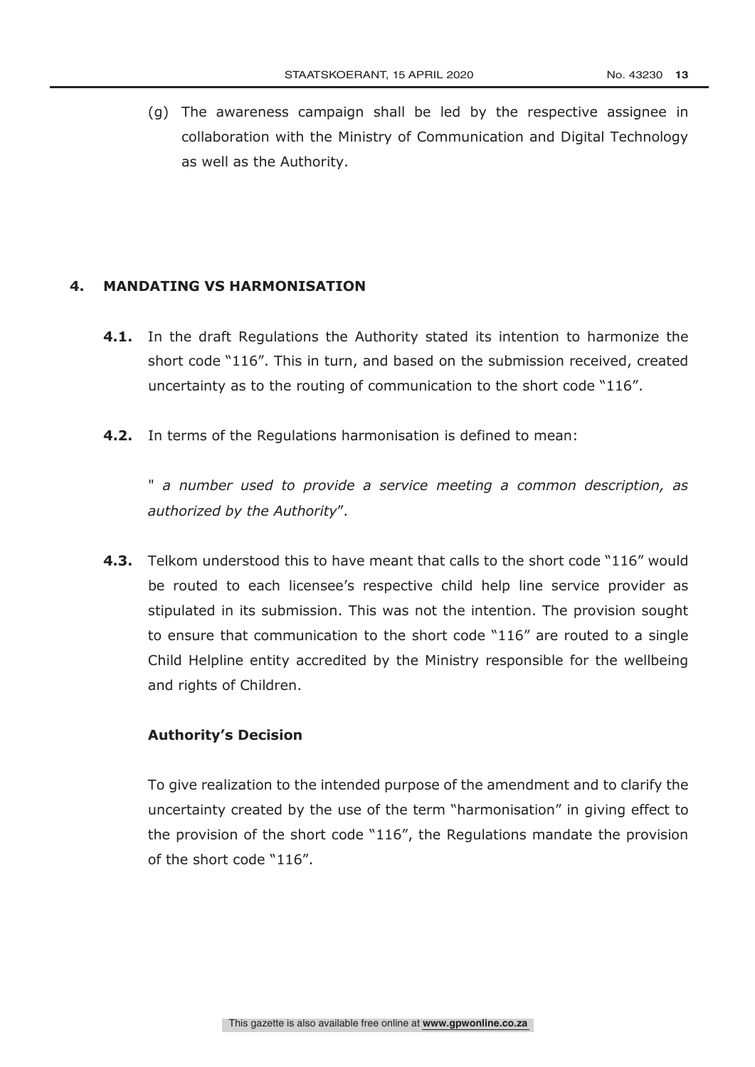(g) The awareness campaign shall be led by the respective assignee in collaboration with the Ministry of Communication and Digital Technology as well as the Authority.

## 4. MANDATING VS HARMONISATION

**4.1.** In the draft Regulations the Authority stated its intention to harmonize the short code "116". This in turn, and based on the submission received, created uncertainty as to the routing of communication to the short code "116".

**4.2.** In terms of the Regulations harmonisation is defined to mean:

" *a number used to provide a service meeting a common description, as authorized by the Authority*".

**4.3.** Telkom understood this to have meant that calls to the short code "116" would be routed to each licensee's respective child help line service provider as stipulated in its submission. This was not the intention. The provision sought to ensure that communication to the short code "116" are routed to a single Child Helpline entity accredited by the Ministry responsible for the wellbeing and rights of Children.

**Authority's Decision**

To give realization to the intended purpose of the amendment and to clarify the uncertainty created by the use of the term "harmonisation" in giving effect to the provision of the short code "116", the Regulations mandate the provision of the short code "116".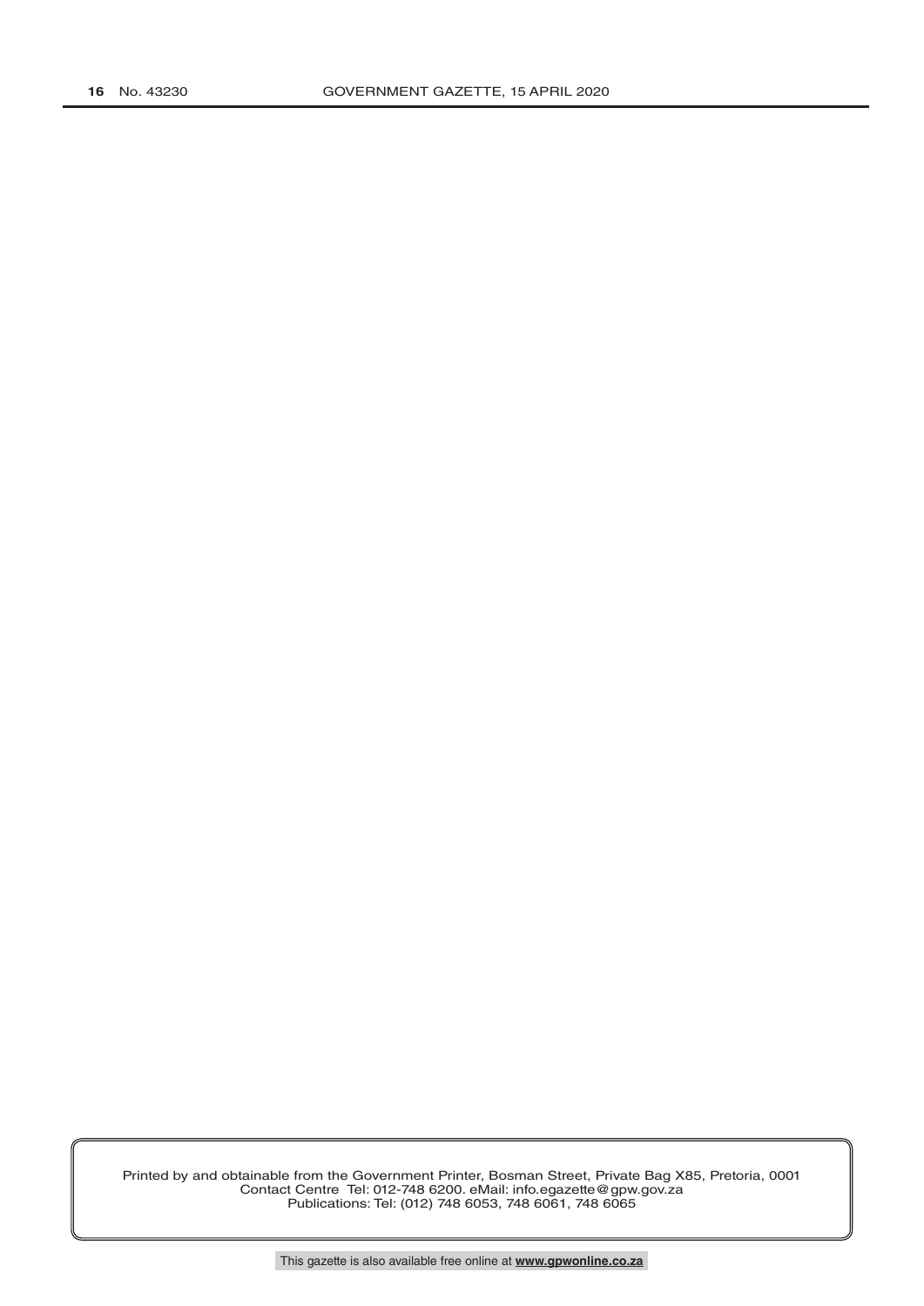Printed by and obtainable from the Government Printer, Bosman Street, Private Bag X85, Pretoria, 0001
Contact Centre Tel: 012-748 6200. eMail: info.egazette@gpw.gov.za
Publications: Tel: (012) 748 6053, 748 6061, 748 6065

This gazette is also available free online at **www.gpwonline.co.za**